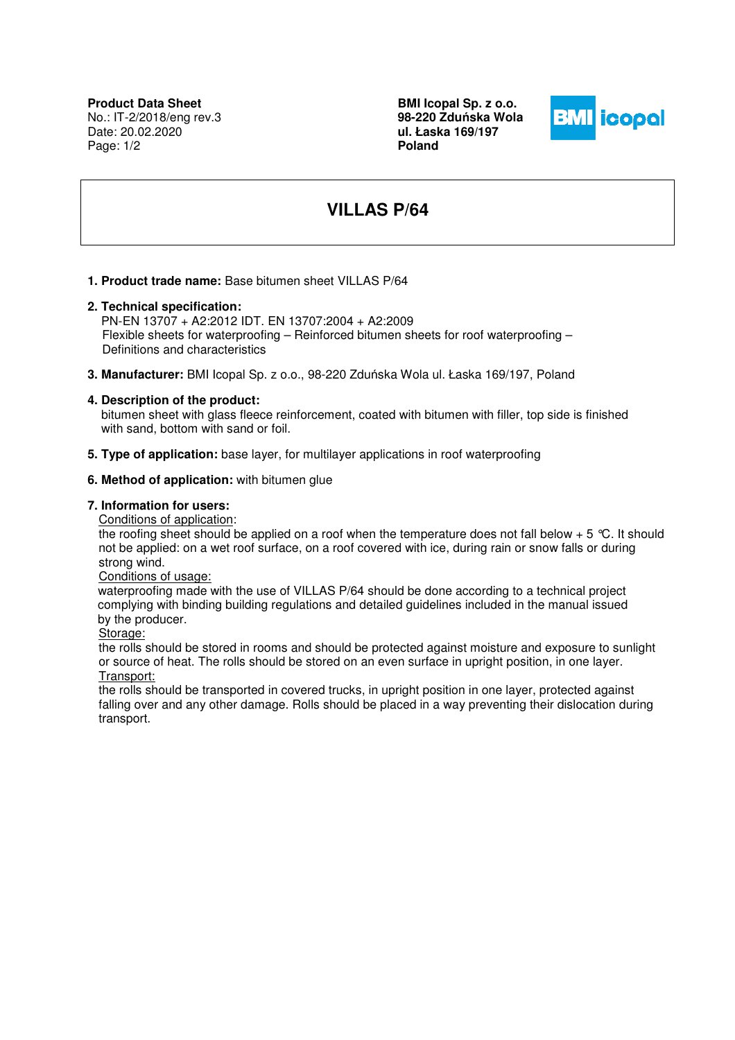**Product Data Sheet**
No.: IT-2/2018/eng rev.3
Date: 20.02.2020

**BMI Icopal Sp. z o.o.**
**98-220 Zduńska Wola**
**ul. Łaska 169/197**
**Poland**

# VILLAS P/64

1. **Product trade name:** Base bitumen sheet VILLAS P/64

2. **Technical specification:**
   PN-EN 13707 + A2:2012 IDT. EN 13707:2004 + A2:2009
   Flexible sheets for waterproofing – Reinforced bitumen sheets for roof waterproofing – Definitions and characteristics

3. **Manufacturer:** BMI Icopal Sp. z o.o., 98-220 Zduńska Wola ul. Łaska 169/197, Poland

4. **Description of the product:**
   bitumen sheet with glass fleece reinforcement, coated with bitumen with filler, top side is finished with sand, bottom with sand or foil.

5. **Type of application:** base layer, for multilayer applications in roof waterproofing

6. **Method of application:** with bitumen glue

7. **Information for users:**

   Conditions of application:
   the roofing sheet should be applied on a roof when the temperature does not fall below + 5 ℃. It should not be applied: on a wet roof surface, on a roof covered with ice, during rain or snow falls or during strong wind.

   Conditions of usage:
   waterproofing made with the use of VILLAS P/64 should be done according to a technical project complying with binding building regulations and detailed guidelines included in the manual issued by the producer.

   Storage:
   the rolls should be stored in rooms and should be protected against moisture and exposure to sunlight or source of heat. The rolls should be stored on an even surface in upright position, in one layer.

   Transport:
   the rolls should be transported in covered trucks, in upright position in one layer, protected against falling over and any other damage. Rolls should be placed in a way preventing their dislocation during transport.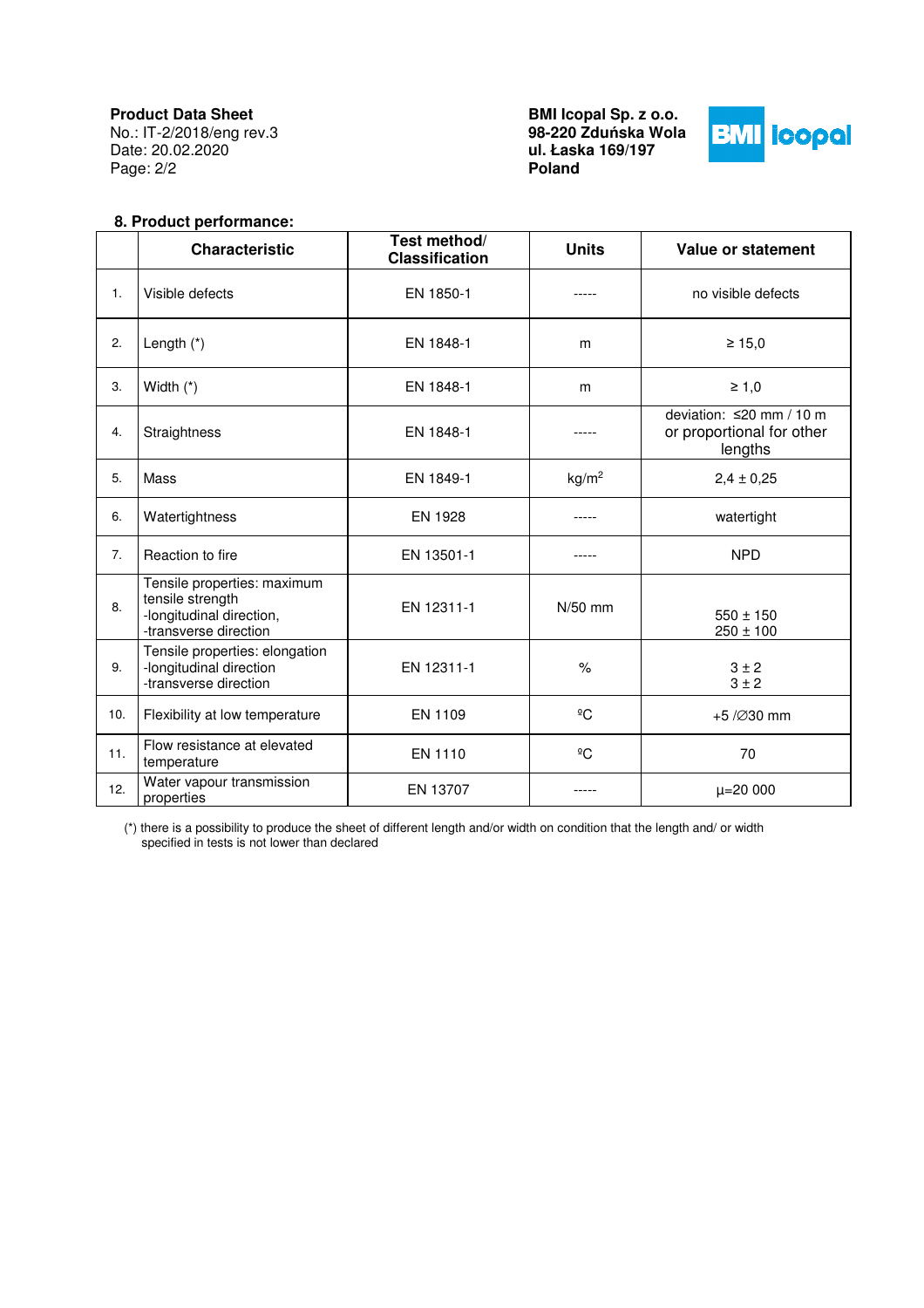**Product Data Sheet**
No.: IT-2/2018/eng rev.3
Date: 20.02.2020

**BMI Icopal Sp. z o.o.**
**98-220 Zduńska Wola**
**ul. Łaska 169/197**
**Poland**

## 8. Product performance:

| | Characteristic | Test method/ Classification | Units | Value or statement |
|---|---|---|---|---|
| 1. | Visible defects | EN 1850-1 | ----- | no visible defects |
| 2. | Length (*) | EN 1848-1 | m | ≥ 15,0 |
| 3. | Width (*) | EN 1848-1 | m | ≥ 1,0 |
| 4. | Straightness | EN 1848-1 | ----- | deviation: ≤20 mm / 10 m or proportional for other lengths |
| 5. | Mass | EN 1849-1 | kg/m$^2$ | 2,4 ± 0,25 |
| 6. | Watertightness | EN 1928 | ----- | watertight |
| 7. | Reaction to fire | EN 13501-1 | ----- | NPD |
| 8. | Tensile properties: maximum tensile strength<br>-longitudinal direction,<br>-transverse direction | EN 12311-1 | N/50 mm | 550 ± 150<br>250 ± 100 |
| 9. | Tensile properties: elongation<br>-longitudinal direction<br>-transverse direction | EN 12311-1 | % | 3 ± 2<br>3 ± 2 |
| 10. | Flexibility at low temperature | EN 1109 | ºC | +5 /∅30 mm |
| 11. | Flow resistance at elevated temperature | EN 1110 | ºC | 70 |
| 12. | Water vapour transmission properties | EN 13707 | ----- | µ=20 000 |

(*) there is a possibility to produce the sheet of different length and/or width on condition that the length and/ or width specified in tests is not lower than declared